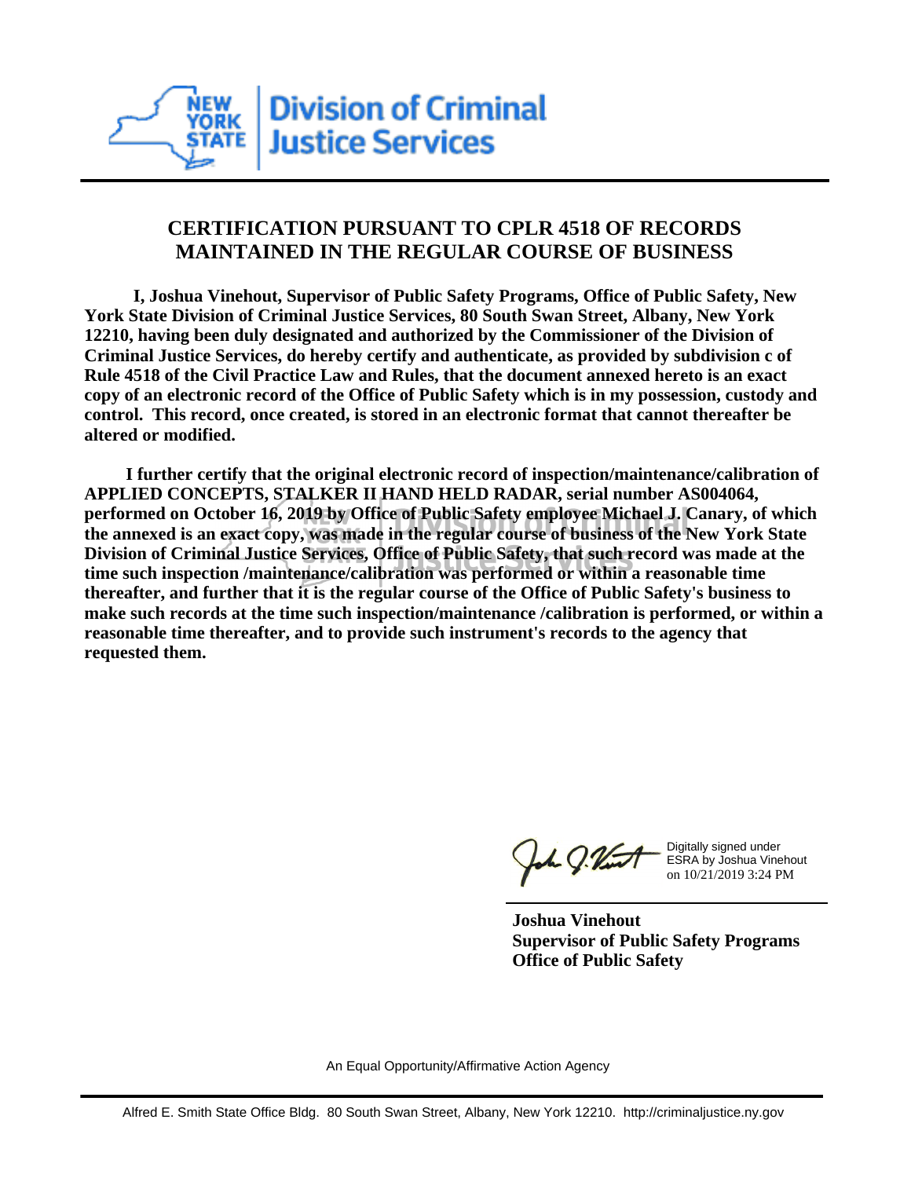**NEW YORK STATE** | **Division of Criminal Justice Services**

## CERTIFICATION PURSUANT TO CPLR 4518 OF RECORDS MAINTAINED IN THE REGULAR COURSE OF BUSINESS

**I, Joshua Vinehout, Supervisor of Public Safety Programs, Office of Public Safety, New York State Division of Criminal Justice Services, 80 South Swan Street, Albany, New York 12210, having been duly designated and authorized by the Commissioner of the Division of Criminal Justice Services, do hereby certify and authenticate, as provided by subdivision c of Rule 4518 of the Civil Practice Law and Rules, that the document annexed hereto is an exact copy of an electronic record of the Office of Public Safety which is in my possession, custody and control. This record, once created, is stored in an electronic format that cannot thereafter be altered or modified.**

**I further certify that the original electronic record of inspection/maintenance/calibration of APPLIED CONCEPTS, STALKER II HAND HELD RADAR, serial number AS004064, performed on October 16, 2019 by Office of Public Safety employee Michael J. Canary, of which the annexed is an exact copy, was made in the regular course of business of the New York State Division of Criminal Justice Services, Office of Public Safety, that such record was made at the time such inspection /maintenance/calibration was performed or within a reasonable time thereafter, and further that it is the regular course of the Office of Public Safety's business to make such records at the time such inspection/maintenance /calibration is performed, or within a reasonable time thereafter, and to provide such instrument's records to the agency that requested them.**

Digitally signed under ESRA by Joshua Vinehout on 10/21/2019 3:24 PM

**Joshua Vinehout**
**Supervisor of Public Safety Programs**
**Office of Public Safety**

An Equal Opportunity/Affirmative Action Agency

Alfred E. Smith State Office Bldg. 80 South Swan Street, Albany, New York 12210. http://criminaljustice.ny.gov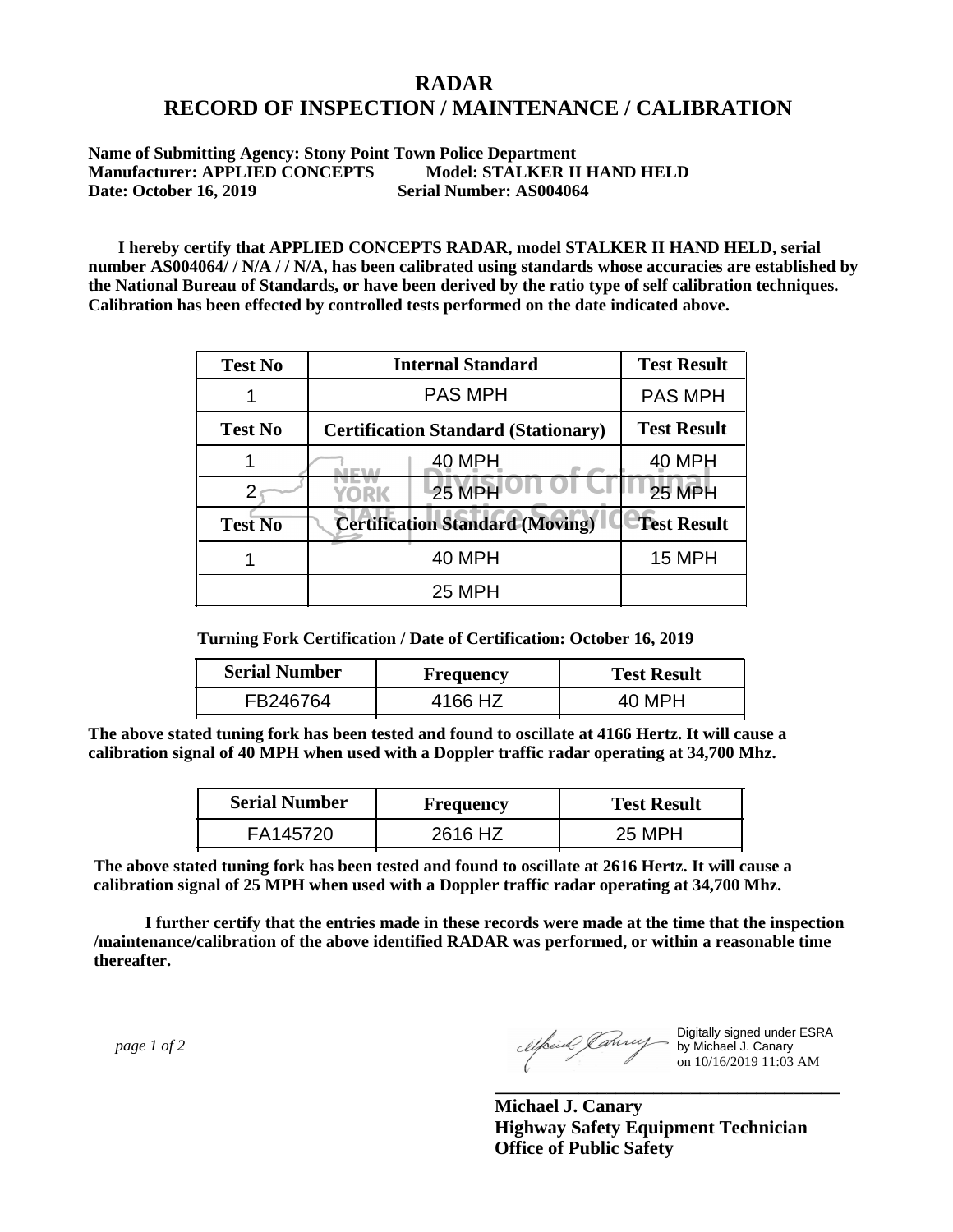# RADAR
# RECORD OF INSPECTION / MAINTENANCE / CALIBRATION

**Name of Submitting Agency: Stony Point Town Police Department**
**Manufacturer: APPLIED CONCEPTS Model: STALKER II HAND HELD**
**Date: October 16, 2019 Serial Number: AS004064**

**I hereby certify that APPLIED CONCEPTS RADAR, model STALKER II HAND HELD, serial number AS004064/ / N/A / / N/A, has been calibrated using standards whose accuracies are established by the National Bureau of Standards, or have been derived by the ratio type of self calibration techniques. Calibration has been effected by controlled tests performed on the date indicated above.**

| Test No | Internal Standard | Test Result |
|---|---|---|
| 1 | PAS MPH | PAS MPH |
| **Test No** | **Certification Standard (Stationary)** | **Test Result** |
| 1 | 40 MPH | 40 MPH |
| 2 | 25 MPH | 25 MPH |
| **Test No** | **Certification Standard (Moving)** | **Test Result** |
| 1 | 40 MPH | 15 MPH |
| | 25 MPH | |

**Turning Fork Certification / Date of Certification: October 16, 2019**

| Serial Number | Frequency | Test Result |
|---|---|---|
| FB246764 | 4166 HZ | 40 MPH |

**The above stated tuning fork has been tested and found to oscillate at 4166 Hertz. It will cause a calibration signal of 40 MPH when used with a Doppler traffic radar operating at 34,700 Mhz.**

| Serial Number | Frequency | Test Result |
|---|---|---|
| FA145720 | 2616 HZ | 25 MPH |

**The above stated tuning fork has been tested and found to oscillate at 2616 Hertz. It will cause a calibration signal of 25 MPH when used with a Doppler traffic radar operating at 34,700 Mhz.**

**I further certify that the entries made in these records were made at the time that the inspection /maintenance/calibration of the above identified RADAR was performed, or within a reasonable time thereafter.**

*page 1 of 2*

Digitally signed under ESRA by Michael J. Canary on 10/16/2019 11:03 AM

**Michael J. Canary**
**Highway Safety Equipment Technician**
**Office of Public Safety**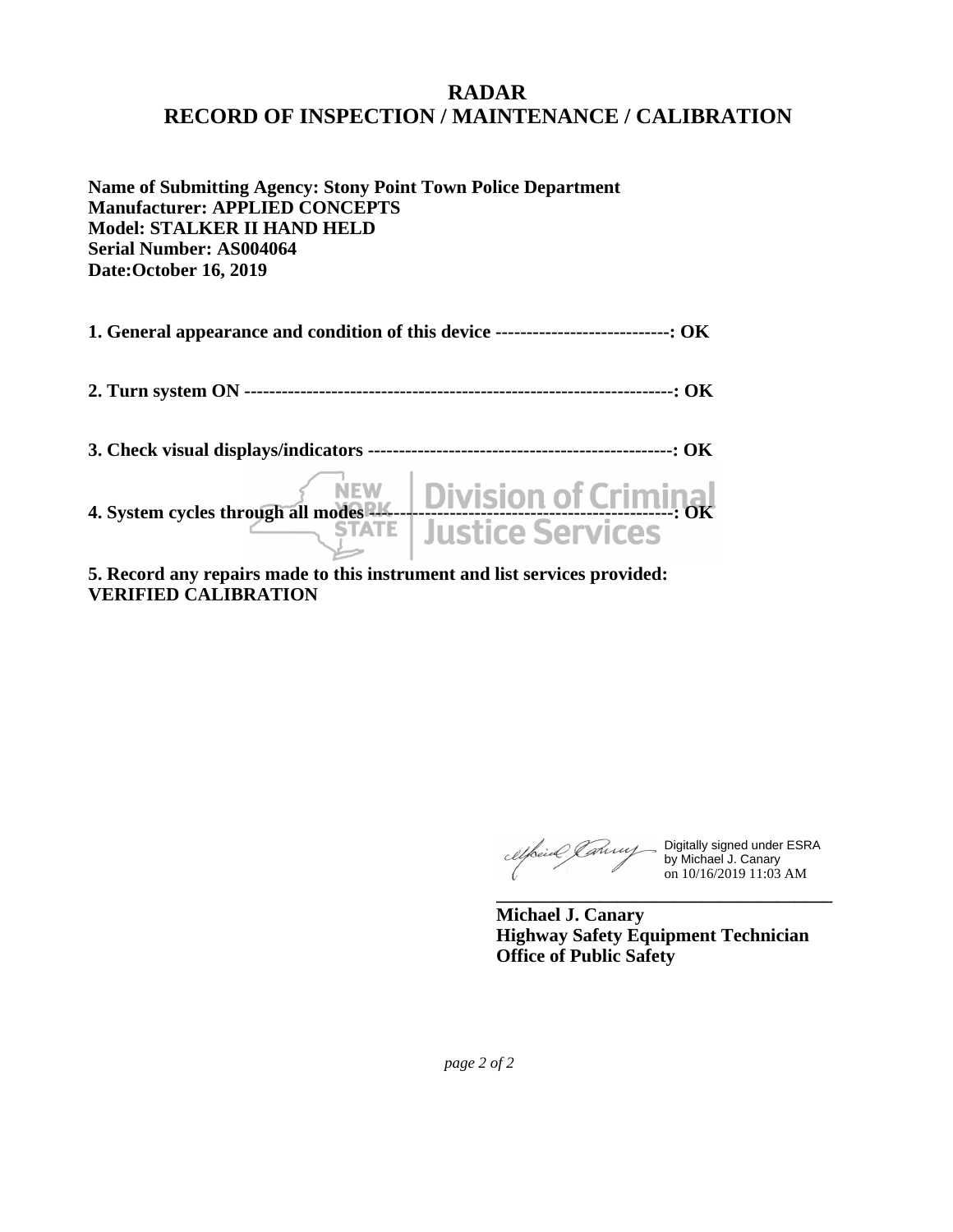# RADAR
## RECORD OF INSPECTION / MAINTENANCE / CALIBRATION

**Name of Submitting Agency: Stony Point Town Police Department**
**Manufacturer: APPLIED CONCEPTS**
**Model: STALKER II HAND HELD**
**Serial Number: AS004064**
**Date:October 16, 2019**

**1. General appearance and condition of this device ----------------------------: OK**

**2. Turn system ON -------------------------------------------------------------------: OK**

**3. Check visual displays/indicators -------------------------------------------------: OK**

**4. System cycles through all modes -------------------------------------------------: OK**

**5. Record any repairs made to this instrument and list services provided:**
**VERIFIED CALIBRATION**

Digitally signed under ESRA by Michael J. Canary on 10/16/2019 11:03 AM

**Michael J. Canary**
**Highway Safety Equipment Technician**
**Office of Public Safety**